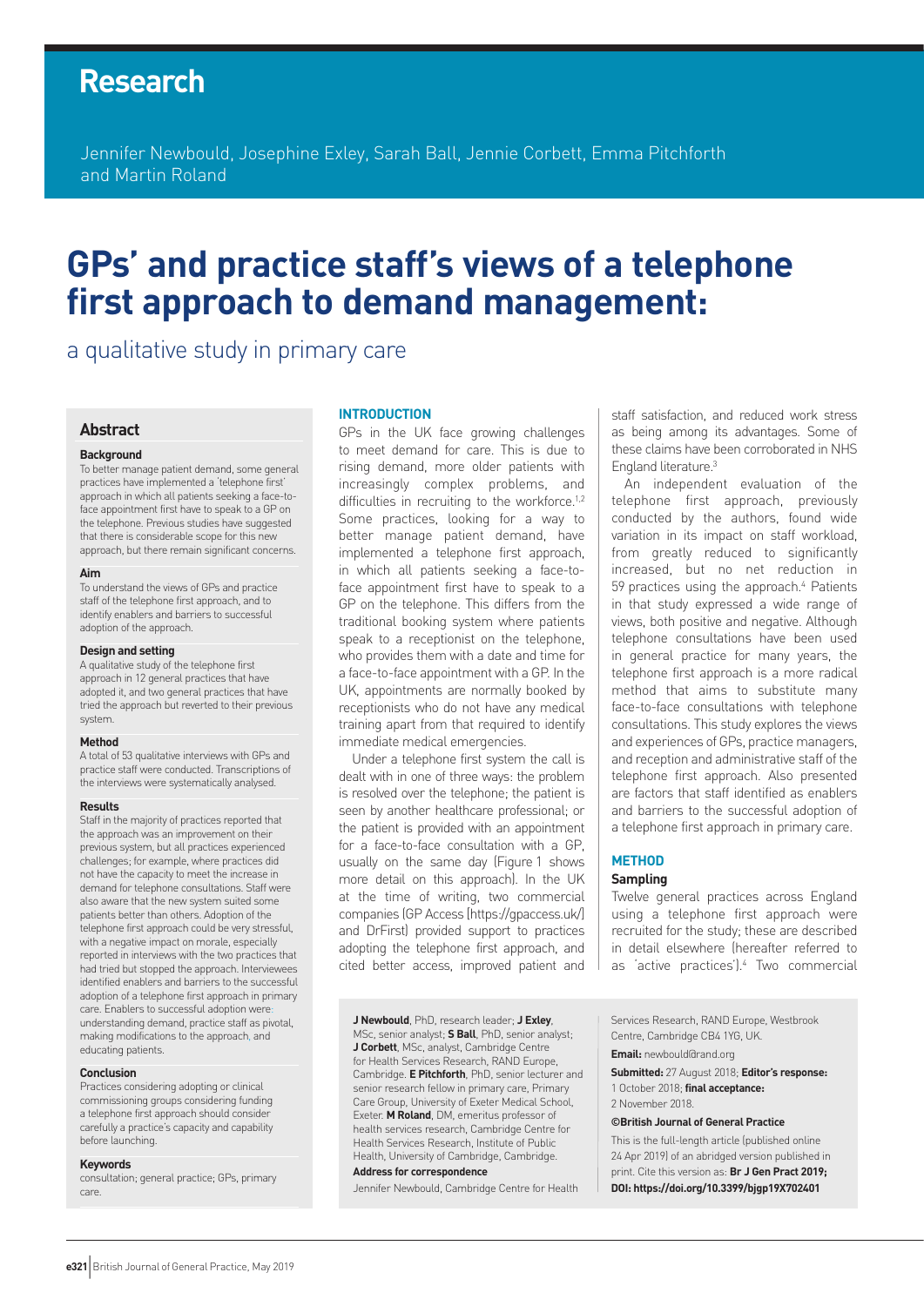# Research

Jennifer Newbould, Josephine Exley, Sarah Ball, Jennie Corbett, Emma Pitchforth and Martin Roland

# GPs' and practice staff's views of a telephone first approach to demand management:

## a qualitative study in primary care

## Abstract

### Background

To better manage patient demand, some general practices have implemented a 'telephone first' approach in which all patients seeking a face-to-face appointment first have to speak to a GP on the telephone. Previous studies have suggested that there is considerable scope for this new approach, but there remain significant concerns.

### Aim

To understand the views of GPs and practice staff of the telephone first approach, and to identify enablers and barriers to successful adoption of the approach.

### Design and setting

A qualitative study of the telephone first approach in 12 general practices that have adopted it, and two general practices that have tried the approach but reverted to their previous system.

### Method

A total of 53 qualitative interviews with GPs and practice staff were conducted. Transcriptions of the interviews were systematically analysed.

### Results

Staff in the majority of practices reported that the approach was an improvement on their previous system, but all practices experienced challenges; for example, where practices did not have the capacity to meet the increase in demand for telephone consultations. Staff were also aware that the new system suited some patients better than others. Adoption of the telephone first approach could be very stressful, with a negative impact on morale, especially reported in interviews with the two practices that had tried but stopped the approach. Interviewees identified enablers and barriers to the successful adoption of a telephone first approach in primary care. Enablers to successful adoption were: understanding demand, practice staff as pivotal, making modifications to the approach, and educating patients.

### Conclusion

Practices considering adopting or clinical commissioning groups considering funding a telephone first approach should consider carefully a practice's capacity and capability before launching.

### Keywords

consultation; general practice; GPs, primary care.

## INTRODUCTION

GPs in the UK face growing challenges to meet demand for care. This is due to rising demand, more older patients with increasingly complex problems, and difficulties in recruiting to the workforce.[1,2] Some practices, looking for a way to better manage patient demand, have implemented a telephone first approach, in which all patients seeking a face-to-face appointment first have to speak to a GP on the telephone. This differs from the traditional booking system where patients speak to a receptionist on the telephone, who provides them with a date and time for a face-to-face appointment with a GP. In the UK, appointments are normally booked by receptionists who do not have any medical training apart from that required to identify immediate medical emergencies.

Under a telephone first system the call is dealt with in one of three ways: the problem is resolved over the telephone; the patient is seen by another healthcare professional; or the patient is provided with an appointment for a face-to-face consultation with a GP, usually on the same day (Figure 1 shows more detail on this approach). In the UK at the time of writing, two commercial companies (GP Access [https://gpaccess.uk/] and DrFirst) provided support to practices adopting the telephone first approach, and cited better access, improved patient and staff satisfaction, and reduced work stress as being among its advantages. Some of these claims have been corroborated in NHS England literature.[3]

An independent evaluation of the telephone first approach, previously conducted by the authors, found wide variation in its impact on staff workload, from greatly reduced to significantly increased, but no net reduction in 59 practices using the approach.[4] Patients in that study expressed a wide range of views, both positive and negative. Although telephone consultations have been used in general practice for many years, the telephone first approach is a more radical method that aims to substitute many face-to-face consultations with telephone consultations. This study explores the views and experiences of GPs, practice managers, and reception and administrative staff of the telephone first approach. Also presented are factors that staff identified as enablers and barriers to the successful adoption of a telephone first approach in primary care.

## METHOD

### Sampling

Twelve general practices across England using a telephone first approach were recruited for the study; these are described in detail elsewhere (hereafter referred to as 'active practices').[4] Two commercial

**J Newbould**, PhD, research leader; **J Exley**, MSc, senior analyst; **S Ball**, PhD, senior analyst; **J Corbett**, MSc, analyst, Cambridge Centre for Health Services Research, RAND Europe, Cambridge. **E Pitchforth**, PhD, senior lecturer and senior research fellow in primary care, Primary Care Group, University of Exeter Medical School, Exeter. **M Roland**, DM, emeritus professor of health services research, Cambridge Centre for Health Services Research, Institute of Public Health, University of Cambridge, Cambridge.

**Address for correspondence**

Jennifer Newbould, Cambridge Centre for Health Services Research, RAND Europe, Westbrook Centre, Cambridge CB4 1YG, UK.

**Email:** newbould@rand.org

**Submitted:** 27 August 2018; **Editor's response:** 1 October 2018; **final acceptance:** 2 November 2018.

**©British Journal of General Practice**

This is the full-length article (published online 24 Apr 2019) of an abridged version published in print. Cite this version as: **Br J Gen Pract 2019; DOI: https://doi.org/10.3399/bjgp19X702401**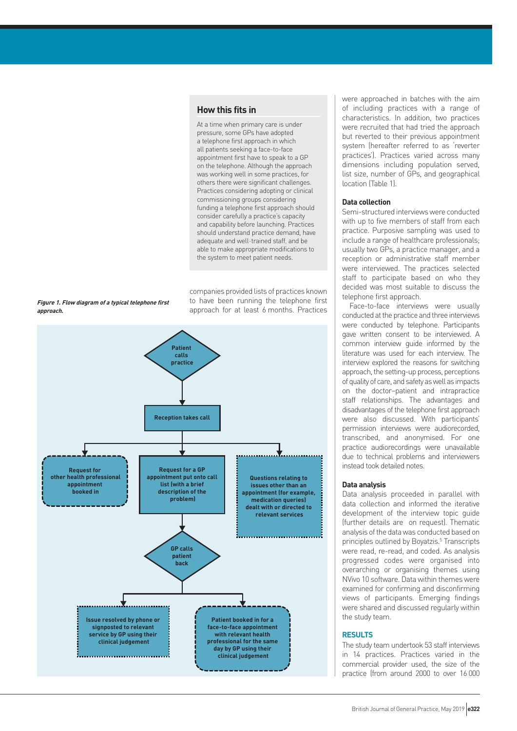## How this fits in

At a time when primary care is under pressure, some GPs have adopted a telephone first approach in which all patients seeking a face-to-face appointment first have to speak to a GP on the telephone. Although the approach was working well in some practices, for others there were significant challenges. Practices considering adopting or clinical commissioning groups considering funding a telephone first approach should consider carefully a practice's capacity and capability before launching. Practices should understand practice demand, have adequate and well-trained staff, and be able to make appropriate modifications to the system to meet patient needs.

companies provided lists of practices known to have been running the telephone first approach for at least 6 months. Practices were approached in batches with the aim of including practices with a range of characteristics. In addition, two practices were recruited that had tried the approach but reverted to their previous appointment system (hereafter referred to as 'reverter practices'). Practices varied across many dimensions including population served, list size, number of GPs, and geographical location (Table 1).

***Figure 1. Flow diagram of a typical telephone first approach.***

Patient calls practice → Reception takes call → 
- Request for other health professional appointment booked in
- Request for a GP appointment put onto call list (with a brief description of the problem) → GP calls patient back →
  - Issue resolved by phone or signposted to relevant service by GP using their clinical judgement
  - Patient booked in for a face-to-face appointment with relevant health professional for the same day by GP using their clinical judgement
- Questions relating to issues other than an appointment (for example, medication queries) dealt with or directed to relevant services

### Data collection

Semi-structured interviews were conducted with up to five members of staff from each practice. Purposive sampling was used to include a range of healthcare professionals; usually two GPs, a practice manager, and a reception or administrative staff member were interviewed. The practices selected staff to participate based on who they decided was most suitable to discuss the telephone first approach.

Face-to-face interviews were usually conducted at the practice and three interviews were conducted by telephone. Participants gave written consent to be interviewed. A common interview guide informed by the literature was used for each interview. The interview explored the reasons for switching approach, the setting-up process, perceptions of quality of care, and safety as well as impacts on the doctor–patient and intrapractice staff relationships. The advantages and disadvantages of the telephone first approach were also discussed. With participants' permission interviews were audiorecorded, transcribed, and anonymised. For one practice audiorecordings were unavailable due to technical problems and interviewers instead took detailed notes.

### Data analysis

Data analysis proceeded in parallel with data collection and informed the iterative development of the interview topic guide (further details are on request). Thematic analysis of the data was conducted based on principles outlined by Boyatzis.[5] Transcripts were read, re-read, and coded. As analysis progressed codes were organised into overarching or organising themes using NVivo 10 software. Data within themes were examined for confirming and disconfirming views of participants. Emerging findings were shared and discussed regularly within the study team.

## RESULTS

The study team undertook 53 staff interviews in 14 practices. Practices varied in the commercial provider used, the size of the practice (from around 2000 to over 16 000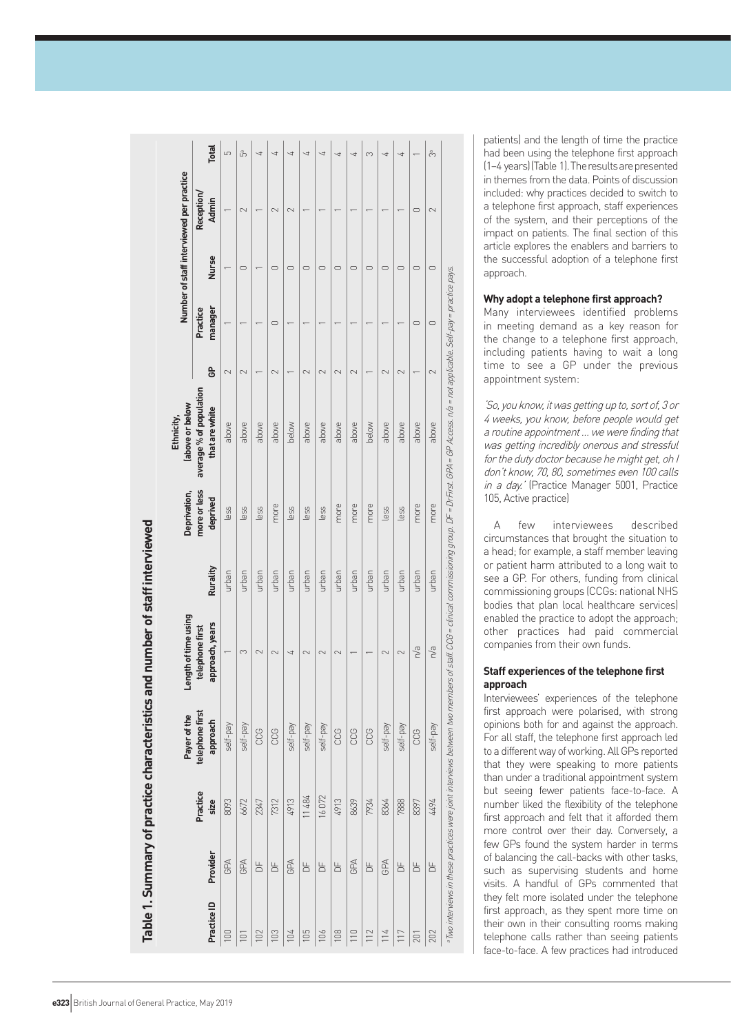**Table 1. Summary of practice characteristics and number of staff interviewed**

| Practice ID | Provider | Practice size | Payer of the telephone first approach | Length of time using telephone first approach, years | Rurality | Deprivation, more or less deprived | Ethnicity, (above or below average % of population that are white | Number of staff interviewed per practice | | | | |
|---|---|---|---|---|---|---|---|---|---|---|---|---|
| | | | | | | | | GP | Practice manager | Nurse | Reception/ Admin | Total |
| 100 | GPA | 8093 | self-pay | 1 | urban | less | above | 2 | 1 | 1 | 1 | 5 |
| 101 | GPA | 6672 | self-pay | 3 | urban | less | above | 2 | 1 | 0 | 2 | 5[a] |
| 102 | DF | 2347 | CCG | 2 | urban | less | above | 1 | 1 | 1 | 1 | 4 |
| 103 | DF | 7312 | CCG | 2 | urban | more | above | 2 | 0 | 0 | 2 | 4 |
| 104 | GPA | 4913 | self-pay | 4 | urban | less | below | 1 | 1 | 0 | 2 | 4 |
| 105 | DF | 11 484 | self-pay | 2 | urban | less | above | 2 | 1 | 0 | 1 | 4 |
| 106 | DF | 16 072 | self-pay | 2 | urban | less | above | 2 | 1 | 0 | 1 | 4 |
| 108 | DF | 4913 | CCG | 2 | urban | more | above | 2 | 1 | 0 | 1 | 4 |
| 110 | GPA | 8639 | CCG | 1 | urban | more | above | 2 | 1 | 0 | 1 | 4 |
| 112 | DF | 7934 | CCG | 1 | urban | more | below | 1 | 1 | 0 | 1 | 3 |
| 114 | GPA | 8364 | self-pay | 2 | urban | less | above | 2 | 1 | 0 | 1 | 4 |
| 117 | DF | 7888 | self-pay | 2 | urban | less | above | 2 | 1 | 0 | 1 | 4 |
| 201 | DF | 8397 | CCG | n/a | urban | more | above | 1 | 0 | 0 | 0 | 1 |
| 202 | DF | 4494 | self-pay | n/a | urban | more | above | 2 | 0 | 0 | 2 | 3[a] |

[a]Two interviews in these practices were joint interviews between two members of staff. CCG = clinical commissioning group. DF = DrFirst. GPA = GP Access. n/a = not applicable. Self-pay = practice pays.

patients) and the length of time the practice had been using the telephone first approach (1–4 years) (Table 1). The results are presented in themes from the data. Points of discussion included: why practices decided to switch to a telephone first approach, staff experiences of the system, and their perceptions of the impact on patients. The final section of this article explores the enablers and barriers to the successful adoption of a telephone first approach.

### Why adopt a telephone first approach?

Many interviewees identified problems in meeting demand as a key reason for the change to a telephone first approach, including patients having to wait a long time to see a GP under the previous appointment system:

*'So, you know, it was getting up to, sort of, 3 or 4 weeks, you know, before people would get a routine appointment ... we were finding that was getting incredibly onerous and stressful for the duty doctor because he might get, oh I don't know, 70, 80, sometimes even 100 calls in a day.'* (Practice Manager 5001, Practice 105, Active practice)

A few interviewees described circumstances that brought the situation to a head; for example, a staff member leaving or patient harm attributed to a long wait to see a GP. For others, funding from clinical commissioning groups (CCGs: national NHS bodies that plan local healthcare services) enabled the practice to adopt the approach; other practices had paid commercial companies from their own funds.

### Staff experiences of the telephone first approach

Interviewees' experiences of the telephone first approach were polarised, with strong opinions both for and against the approach. For all staff, the telephone first approach led to a different way of working. All GPs reported that they were speaking to more patients than under a traditional appointment system but seeing fewer patients face-to-face. A number liked the flexibility of the telephone first approach and felt that it afforded them more control over their day. Conversely, a few GPs found the system harder in terms of balancing the call-backs with other tasks, such as supervising students and home visits. A handful of GPs commented that they felt more isolated under the telephone first approach, as they spent more time on their own in their consulting rooms making telephone calls rather than seeing patients face-to-face. A few practices had introduced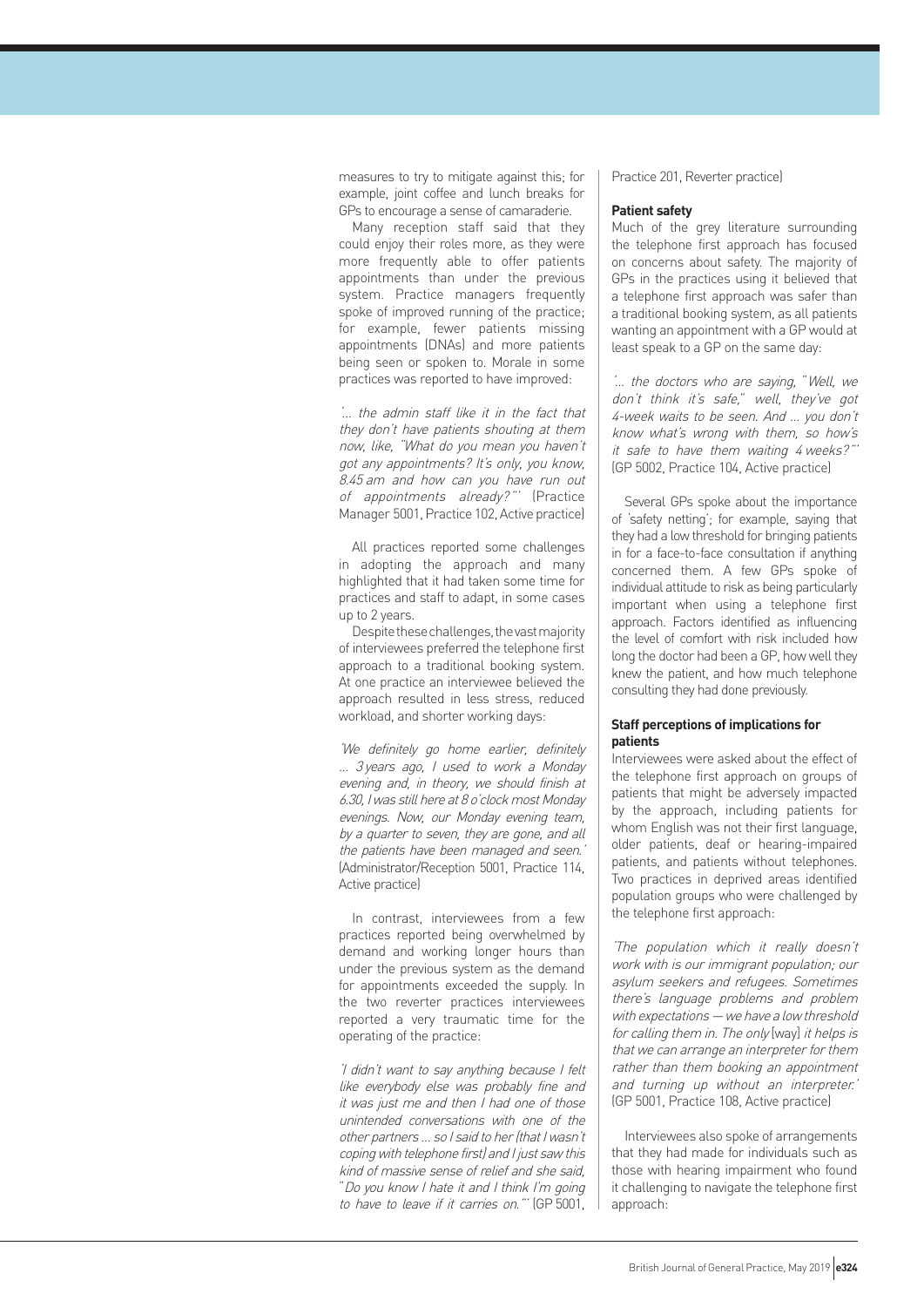measures to try to mitigate against this; for example, joint coffee and lunch breaks for GPs to encourage a sense of camaraderie.

Many reception staff said that they could enjoy their roles more, as they were more frequently able to offer patients appointments than under the previous system. Practice managers frequently spoke of improved running of the practice; for example, fewer patients missing appointments (DNAs) and more patients being seen or spoken to. Morale in some practices was reported to have improved:

*'... the admin staff like it in the fact that they don't have patients shouting at them now, like, "What do you mean you haven't got any appointments? It's only, you know, 8.45 am and how can you have run out of appointments already?"'* (Practice Manager 5001, Practice 102, Active practice)

All practices reported some challenges in adopting the approach and many highlighted that it had taken some time for practices and staff to adapt, in some cases up to 2 years.

Despite these challenges, the vast majority of interviewees preferred the telephone first approach to a traditional booking system. At one practice an interviewee believed the approach resulted in less stress, reduced workload, and shorter working days:

*'We definitely go home earlier, definitely ... 3 years ago, I used to work a Monday evening and, in theory, we should finish at 6.30, I was still here at 8 o'clock most Monday evenings. Now, our Monday evening team, by a quarter to seven, they are gone, and all the patients have been managed and seen.'* (Administrator/Reception 5001, Practice 114, Active practice)

In contrast, interviewees from a few practices reported being overwhelmed by demand and working longer hours than under the previous system as the demand for appointments exceeded the supply. In the two reverter practices interviewees reported a very traumatic time for the operating of the practice:

*'I didn't want to say anything because I felt like everybody else was probably fine and it was just me and then I had one of those unintended conversations with one of the other partners ... so I said to her (that I wasn't coping with telephone first) and I just saw this kind of massive sense of relief and she said, "Do you know I hate it and I think I'm going to have to leave if it carries on."'* (GP 5001, Practice 201, Reverter practice)

**Patient safety**

Much of the grey literature surrounding the telephone first approach has focused on concerns about safety. The majority of GPs in the practices using it believed that a telephone first approach was safer than a traditional booking system, as all patients wanting an appointment with a GP would at least speak to a GP on the same day:

*'... the doctors who are saying, "Well, we don't think it's safe," well, they've got 4-week waits to be seen. And ... you don't know what's wrong with them, so how's it safe to have them waiting 4 weeks?"'* (GP 5002, Practice 104, Active practice)

Several GPs spoke about the importance of 'safety netting'; for example, saying that they had a low threshold for bringing patients in for a face-to-face consultation if anything concerned them. A few GPs spoke of individual attitude to risk as being particularly important when using a telephone first approach. Factors identified as influencing the level of comfort with risk included how long the doctor had been a GP, how well they knew the patient, and how much telephone consulting they had done previously.

**Staff perceptions of implications for patients**

Interviewees were asked about the effect of the telephone first approach on groups of patients that might be adversely impacted by the approach, including patients for whom English was not their first language, older patients, deaf or hearing-impaired patients, and patients without telephones. Two practices in deprived areas identified population groups who were challenged by the telephone first approach:

*'The population which it really doesn't work with is our immigrant population; our asylum seekers and refugees. Sometimes there's language problems and problem with expectations — we have a low threshold for calling them in. The only* [way] *it helps is that we can arrange an interpreter for them rather than them booking an appointment and turning up without an interpreter.'* (GP 5001, Practice 108, Active practice)

Interviewees also spoke of arrangements that they had made for individuals such as those with hearing impairment who found it challenging to navigate the telephone first approach: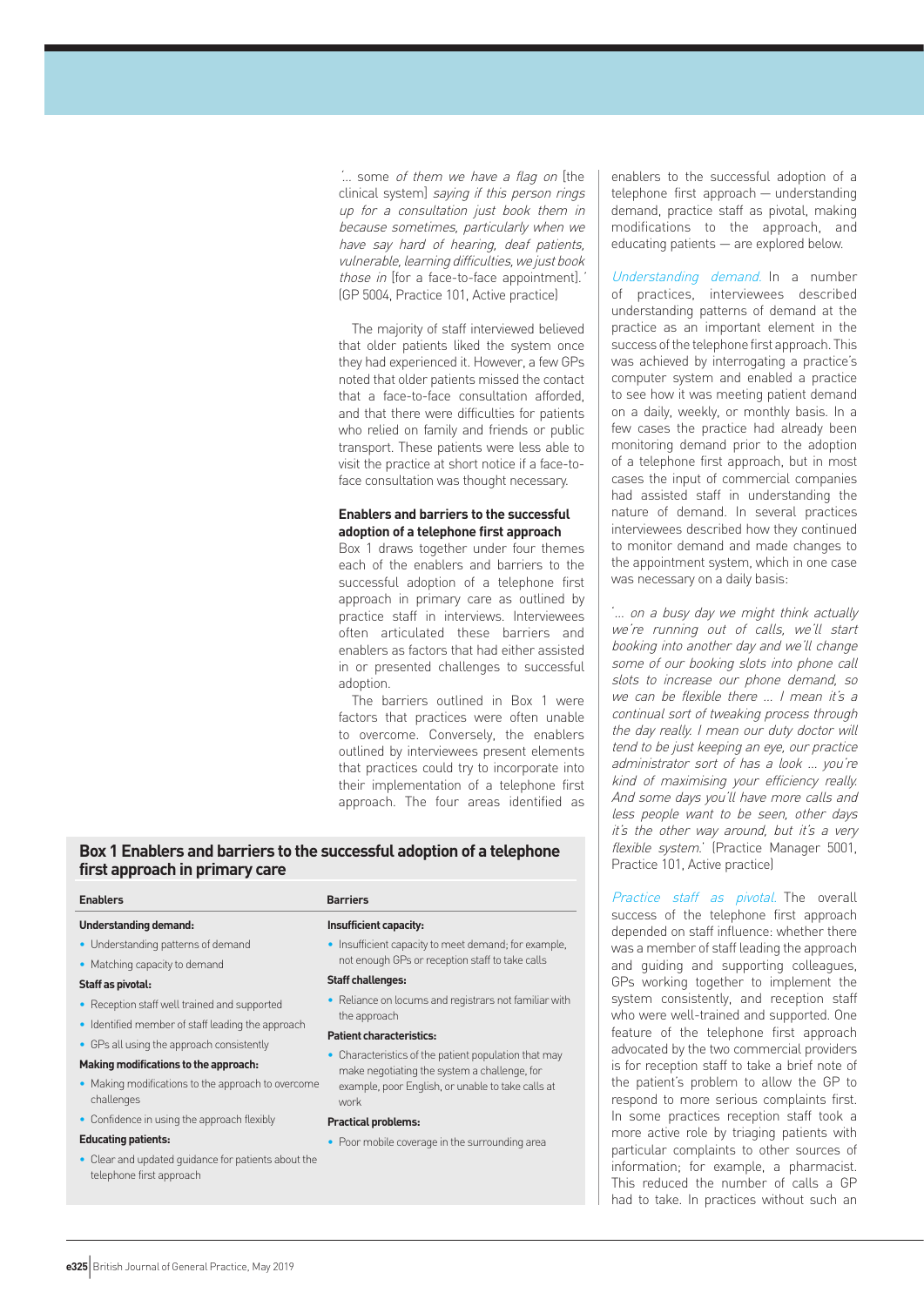'... some *of them we have a flag on* [the clinical system] *saying if this person rings up for a consultation just book them in because sometimes, particularly when we have say hard of hearing, deaf patients, vulnerable, learning difficulties, we just book those in* [for a face-to-face appointment].' (GP 5004, Practice 101, Active practice)

The majority of staff interviewed believed that older patients liked the system once they had experienced it. However, a few GPs noted that older patients missed the contact that a face-to-face consultation afforded, and that there were difficulties for patients who relied on family and friends or public transport. These patients were less able to visit the practice at short notice if a face-to-face consultation was thought necessary.

### Enablers and barriers to the successful adoption of a telephone first approach

Box 1 draws together under four themes each of the enablers and barriers to the successful adoption of a telephone first approach in primary care as outlined by practice staff in interviews. Interviewees often articulated these barriers and enablers as factors that had either assisted in or presented challenges to successful adoption.

The barriers outlined in Box 1 were factors that practices were often unable to overcome. Conversely, the enablers outlined by interviewees present elements that practices could try to incorporate into their implementation of a telephone first approach. The four areas identified as enablers to the successful adoption of a telephone first approach — understanding demand, practice staff as pivotal, making modifications to the approach, and educating patients — are explored below.

**Box 1 Enablers and barriers to the successful adoption of a telephone first approach in primary care**

| Enablers | Barriers |
|---|---|
| **Understanding demand:** | **Insufficient capacity:** |
| • Understanding patterns of demand | • Insufficient capacity to meet demand; for example, not enough GPs or reception staff to take calls |
| • Matching capacity to demand | |
| **Staff as pivotal:** | **Staff challenges:** |
| • Reception staff well trained and supported | • Reliance on locums and registrars not familiar with the approach |
| • Identified member of staff leading the approach | |
| • GPs all using the approach consistently | **Patient characteristics:** |
| **Making modifications to the approach:** | • Characteristics of the patient population that may make negotiating the system a challenge, for example, poor English, or unable to take calls at work |
| • Making modifications to the approach to overcome challenges | |
| • Confidence in using the approach flexibly | **Practical problems:** |
| **Educating patients:** | • Poor mobile coverage in the surrounding area |
| • Clear and updated guidance for patients about the telephone first approach | |

*Understanding demand.* In a number of practices, interviewees described understanding patterns of demand at the practice as an important element in the success of the telephone first approach. This was achieved by interrogating a practice's computer system and enabled a practice to see how it was meeting patient demand on a daily, weekly, or monthly basis. In a few cases the practice had already been monitoring demand prior to the adoption of a telephone first approach, but in most cases the input of commercial companies had assisted staff in understanding the nature of demand. In several practices interviewees described how they continued to monitor demand and made changes to the appointment system, which in one case was necessary on a daily basis:

'... *on a busy day we might think actually we're running out of calls, we'll start booking into another day and we'll change some of our booking slots into phone call slots to increase our phone demand, so we can be flexible there ... I mean it's a continual sort of tweaking process through the day really. I mean our duty doctor will tend to be just keeping an eye, our practice administrator sort of has a look ... you're kind of maximising your efficiency really. And some days you'll have more calls and less people want to be seen, other days it's the other way around, but it's a very flexible system.*' (Practice Manager 5001, Practice 101, Active practice)

*Practice staff as pivotal.* The overall success of the telephone first approach depended on staff influence: whether there was a member of staff leading the approach and guiding and supporting colleagues, GPs working together to implement the system consistently, and reception staff who were well-trained and supported. One feature of the telephone first approach advocated by the two commercial providers is for reception staff to take a brief note of the patient's problem to allow the GP to respond to more serious complaints first. In some practices reception staff took a more active role by triaging patients with particular complaints to other sources of information; for example, a pharmacist. This reduced the number of calls a GP had to take. In practices without such an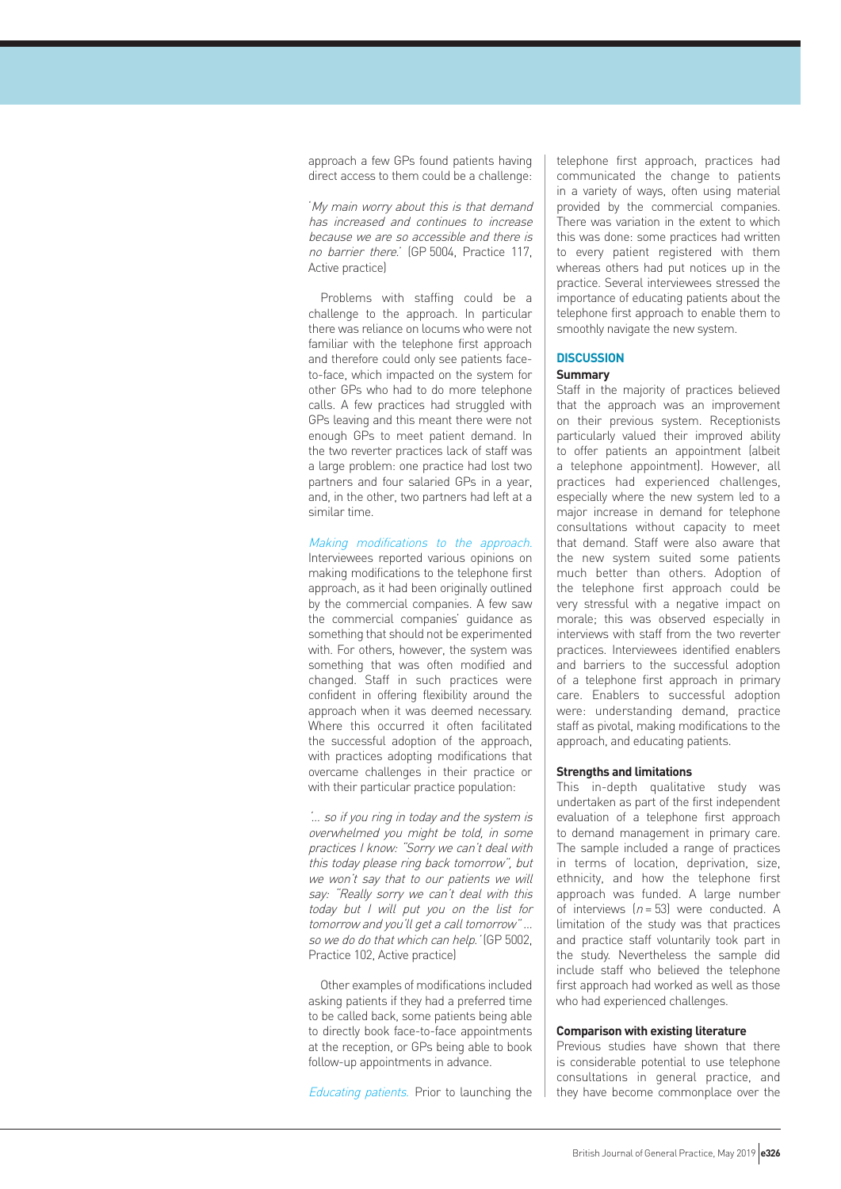approach a few GPs found patients having direct access to them could be a challenge:

'*My main worry about this is that demand has increased and continues to increase because we are so accessible and there is no barrier there.*' (GP 5004, Practice 117, Active practice)

Problems with staffing could be a challenge to the approach. In particular there was reliance on locums who were not familiar with the telephone first approach and therefore could only see patients face-to-face, which impacted on the system for other GPs who had to do more telephone calls. A few practices had struggled with GPs leaving and this meant there were not enough GPs to meet patient demand. In the two reverter practices lack of staff was a large problem: one practice had lost two partners and four salaried GPs in a year, and, in the other, two partners had left at a similar time.

*Making modifications to the approach.* Interviewees reported various opinions on making modifications to the telephone first approach, as it had been originally outlined by the commercial companies. A few saw the commercial companies' guidance as something that should not be experimented with. For others, however, the system was something that was often modified and changed. Staff in such practices were confident in offering flexibility around the approach when it was deemed necessary. Where this occurred it often facilitated the successful adoption of the approach, with practices adopting modifications that overcame challenges in their practice or with their particular practice population:

'*... so if you ring in today and the system is overwhelmed you might be told, in some practices I know: "Sorry we can't deal with this today please ring back tomorrow", but we won't say that to our patients we will say: "Really sorry we can't deal with this today but I will put you on the list for tomorrow and you'll get a call tomorrow" ... so we do do that which can help.*' (GP 5002, Practice 102, Active practice)

Other examples of modifications included asking patients if they had a preferred time to be called back, some patients being able to directly book face-to-face appointments at the reception, or GPs being able to book follow-up appointments in advance.

*Educating patients.* Prior to launching the telephone first approach, practices had communicated the change to patients in a variety of ways, often using material provided by the commercial companies. There was variation in the extent to which this was done: some practices had written to every patient registered with them whereas others had put notices up in the practice. Several interviewees stressed the importance of educating patients about the telephone first approach to enable them to smoothly navigate the new system.

## DISCUSSION

### Summary

Staff in the majority of practices believed that the approach was an improvement on their previous system. Receptionists particularly valued their improved ability to offer patients an appointment (albeit a telephone appointment). However, all practices had experienced challenges, especially where the new system led to a major increase in demand for telephone consultations without capacity to meet that demand. Staff were also aware that the new system suited some patients much better than others. Adoption of the telephone first approach could be very stressful with a negative impact on morale; this was observed especially in interviews with staff from the two reverter practices. Interviewees identified enablers and barriers to the successful adoption of a telephone first approach in primary care. Enablers to successful adoption were: understanding demand, practice staff as pivotal, making modifications to the approach, and educating patients.

### Strengths and limitations

This in-depth qualitative study was undertaken as part of the first independent evaluation of a telephone first approach to demand management in primary care. The sample included a range of practices in terms of location, deprivation, size, ethnicity, and how the telephone first approach was funded. A large number of interviews ($n = 53$) were conducted. A limitation of the study was that practices and practice staff voluntarily took part in the study. Nevertheless the sample did include staff who believed the telephone first approach had worked as well as those who had experienced challenges.

### Comparison with existing literature

Previous studies have shown that there is considerable potential to use telephone consultations in general practice, and they have become commonplace over the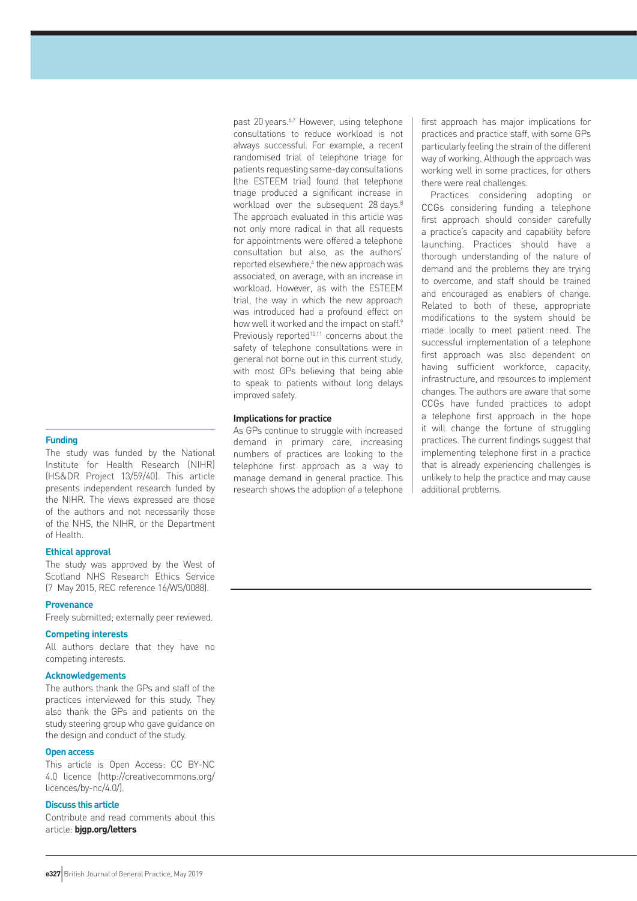past 20 years.[6,7] However, using telephone consultations to reduce workload is not always successful. For example, a recent randomised trial of telephone triage for patients requesting same-day consultations (the ESTEEM trial) found that telephone triage produced a significant increase in workload over the subsequent 28 days.[8] The approach evaluated in this article was not only more radical in that all requests for appointments were offered a telephone consultation but also, as the authors' reported elsewhere,[4] the new approach was associated, on average, with an increase in workload. However, as with the ESTEEM trial, the way in which the new approach was introduced had a profound effect on how well it worked and the impact on staff.[9] Previously reported[10,11] concerns about the safety of telephone consultations were in general not borne out in this current study, with most GPs believing that being able to speak to patients without long delays improved safety.

### Implications for practice

As GPs continue to struggle with increased demand in primary care, increasing numbers of practices are looking to the telephone first approach as a way to manage demand in general practice. This research shows the adoption of a telephone first approach has major implications for practices and practice staff, with some GPs particularly feeling the strain of the different way of working. Although the approach was working well in some practices, for others there were real challenges.

Practices considering adopting or CCGs considering funding a telephone first approach should consider carefully a practice's capacity and capability before launching. Practices should have a thorough understanding of the nature of demand and the problems they are trying to overcome, and staff should be trained and encouraged as enablers of change. Related to both of these, appropriate modifications to the system should be made locally to meet patient need. The successful implementation of a telephone first approach was also dependent on having sufficient workforce, capacity, infrastructure, and resources to implement changes. The authors are aware that some CCGs have funded practices to adopt a telephone first approach in the hope it will change the fortune of struggling practices. The current findings suggest that implementing telephone first in a practice that is already experiencing challenges is unlikely to help the practice and may cause additional problems.

#### Funding

The study was funded by the National Institute for Health Research (NIHR) (HS&DR Project 13/59/40). This article presents independent research funded by the NIHR. The views expressed are those of the authors and not necessarily those of the NHS, the NIHR, or the Department of Health.

#### Ethical approval

The study was approved by the West of Scotland NHS Research Ethics Service (7 May 2015, REC reference 16/WS/0088).

#### Provenance

Freely submitted; externally peer reviewed.

#### Competing interests

All authors declare that they have no competing interests.

#### Acknowledgements

The authors thank the GPs and staff of the practices interviewed for this study. They also thank the GPs and patients on the study steering group who gave guidance on the design and conduct of the study.

#### Open access

This article is Open Access: CC BY-NC 4.0 licence (http://creativecommons.org/licences/by-nc/4.0/).

#### Discuss this article

Contribute and read comments about this article: **bjgp.org/letters**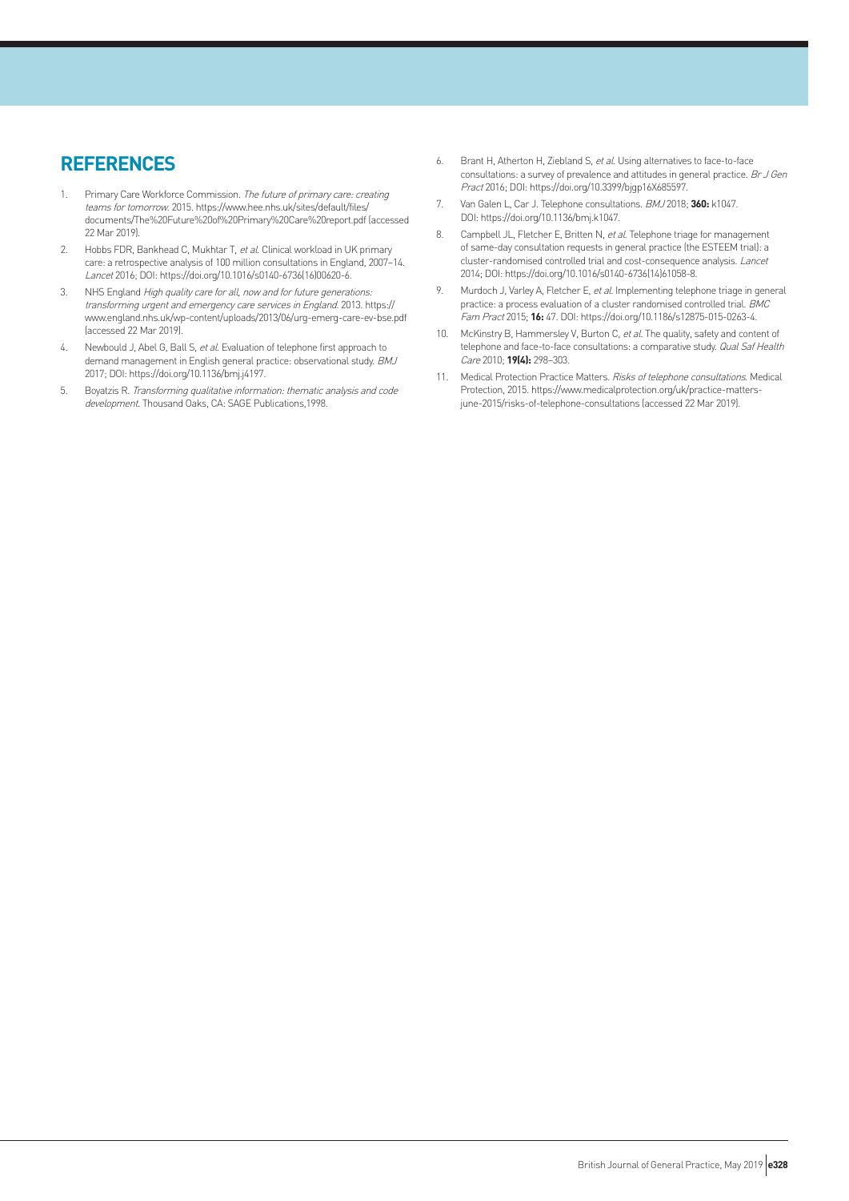## REFERENCES

1. Primary Care Workforce Commission. *The future of primary care: creating teams for tomorrow.* 2015. https://www.hee.nhs.uk/sites/default/files/documents/The%20Future%20of%20Primary%20Care%20report.pdf (accessed 22 Mar 2019).
2. Hobbs FDR, Bankhead C, Mukhtar T, *et al.* Clinical workload in UK primary care: a retrospective analysis of 100 million consultations in England, 2007–14. *Lancet* 2016; DOI: https://doi.org/10.1016/s0140-6736(16)00620-6.
3. NHS England *High quality care for all, now and for future generations: transforming urgent and emergency care services in England.* 2013. https://www.england.nhs.uk/wp-content/uploads/2013/06/urg-emerg-care-ev-bse.pdf (accessed 22 Mar 2019).
4. Newbould J, Abel G, Ball S, *et al.* Evaluation of telephone first approach to demand management in English general practice: observational study. *BMJ* 2017; DOI: https://doi.org/10.1136/bmj.j4197.
5. Boyatzis R. *Transforming qualitative information: thematic analysis and code development.* Thousand Oaks, CA: SAGE Publications,1998.
6. Brant H, Atherton H, Ziebland S, *et al.* Using alternatives to face-to-face consultations: a survey of prevalence and attitudes in general practice. *Br J Gen Pract* 2016; DOI: https://doi.org/10.3399/bjgp16X685597.
7. Van Galen L, Car J. Telephone consultations. *BMJ* 2018; **360:** k1047. DOI: https://doi.org/10.1136/bmj.k1047.
8. Campbell JL, Fletcher E, Britten N, *et al.* Telephone triage for management of same-day consultation requests in general practice (the ESTEEM trial): a cluster-randomised controlled trial and cost-consequence analysis. *Lancet* 2014; DOI: https://doi.org/10.1016/s0140-6736(14)61058-8.
9. Murdoch J, Varley A, Fletcher E, *et al.* Implementing telephone triage in general practice: a process evaluation of a cluster randomised controlled trial. *BMC Fam Pract* 2015; **16:** 47. DOI: https://doi.org/10.1186/s12875-015-0263-4.
10. McKinstry B, Hammersley V, Burton C, *et al.* The quality, safety and content of telephone and face-to-face consultations: a comparative study. *Qual Saf Health Care* 2010; **19(4):** 298–303.
11. Medical Protection Practice Matters. *Risks of telephone consultations.* Medical Protection, 2015. https://www.medicalprotection.org/uk/practice-matters-june-2015/risks-of-telephone-consultations (accessed 22 Mar 2019).